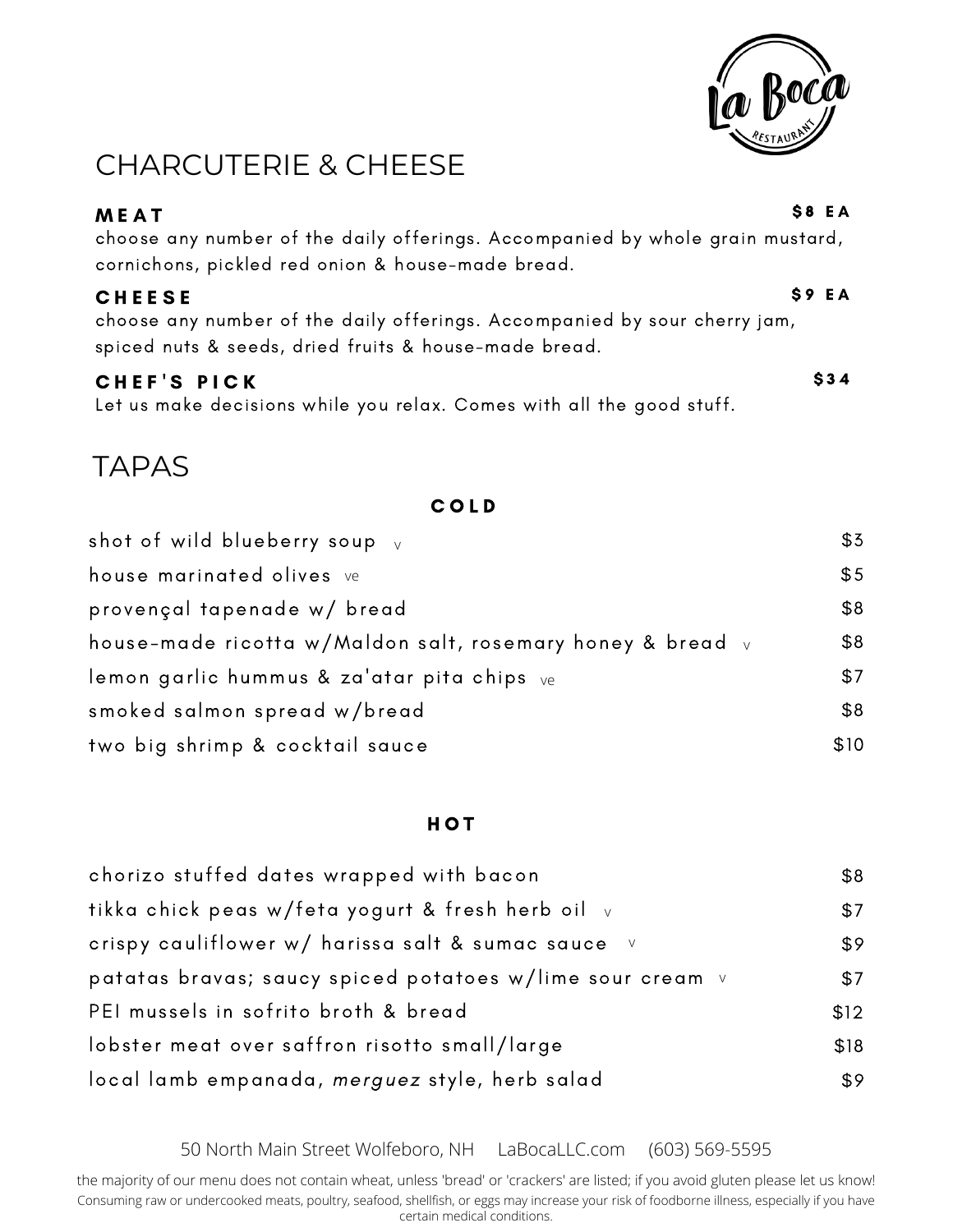La Boca
RESTAURANT

# CHARCUTERIE & CHEESE

**MEAT** — **$8 EA**

choose any number of the daily offerings. Accompanied by whole grain mustard, cornichons, pickled red onion & house-made bread.

**CHEESE** — **$9 EA**

choose any number of the daily offerings. Accompanied by sour cherry jam, spiced nuts & seeds, dried fruits & house-made bread.

**CHEF'S PICK** — **$34**

Let us make decisions while you relax. Comes with all the good stuff.

# TAPAS

## COLD

| Item | Price |
| --- | --- |
| shot of wild blueberry soup v | $3 |
| house marinated olives ve | $5 |
| provençal tapenade w/ bread | $8 |
| house-made ricotta w/Maldon salt, rosemary honey & bread v | $8 |
| lemon garlic hummus & za'atar pita chips ve | $7 |
| smoked salmon spread w/bread | $8 |
| two big shrimp & cocktail sauce | $10 |

## HOT

| Item | Price |
| --- | --- |
| chorizo stuffed dates wrapped with bacon | $8 |
| tikka chick peas w/feta yogurt & fresh herb oil v | $7 |
| crispy cauliflower w/ harissa salt & sumac sauce v | $9 |
| patatas bravas; saucy spiced potatoes w/lime sour cream v | $7 |
| PEI mussels in sofrito broth & bread | $12 |
| lobster meat over saffron risotto small/large | $18 |
| local lamb empanada, *merguez* style, herb salad | $9 |

50 North Main Street Wolfeboro, NH LaBocaLLC.com (603) 569-5595

the majority of our menu does not contain wheat, unless 'bread' or 'crackers' are listed; if you avoid gluten please let us know!
Consuming raw or undercooked meats, poultry, seafood, shellfish, or eggs may increase your risk of foodborne illness, especially if you have certain medical conditions.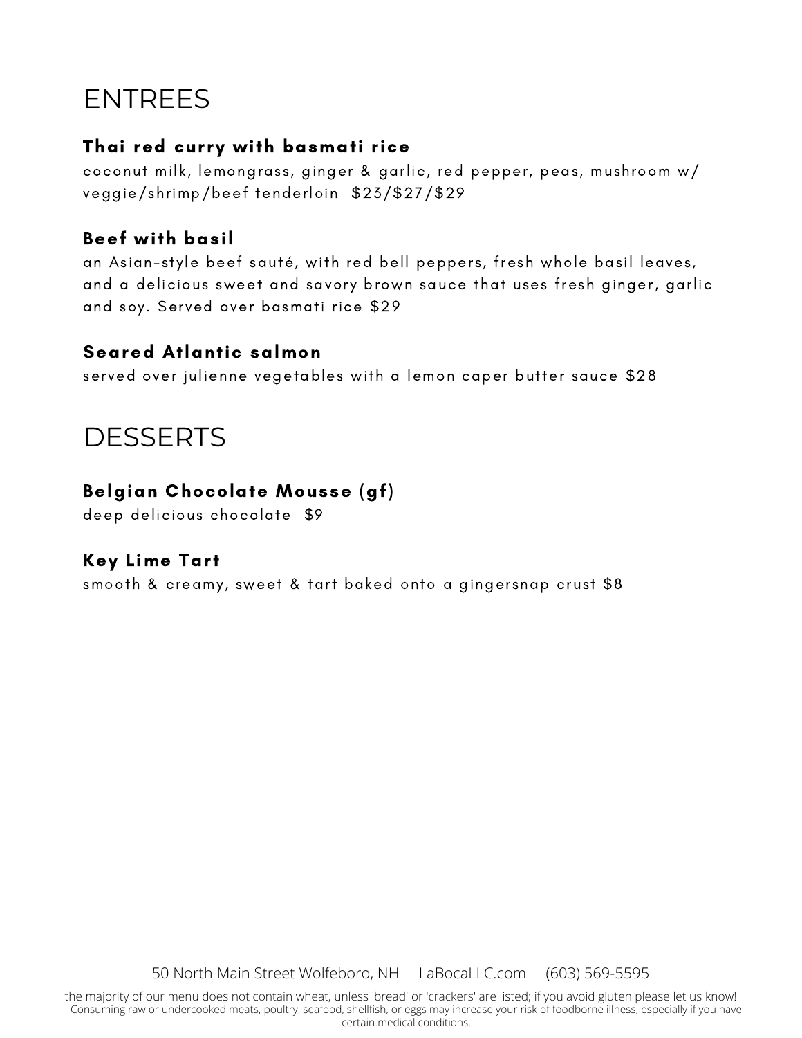# ENTREES

**Thai red curry with basmati rice**

coconut milk, lemongrass, ginger & garlic, red pepper, peas, mushroom w/ veggie/shrimp/beef tenderloin $23/$27/$29

**Beef with basil**

an Asian-style beef sauté, with red bell peppers, fresh whole basil leaves, and a delicious sweet and savory brown sauce that uses fresh ginger, garlic and soy. Served over basmati rice $29

**Seared Atlantic salmon**

served over julienne vegetables with a lemon caper butter sauce $28

# DESSERTS

**Belgian Chocolate Mousse (gf)**

deep delicious chocolate $9

**Key Lime Tart**

smooth & creamy, sweet & tart baked onto a gingersnap crust $8

50 North Main Street Wolfeboro, NH LaBocaLLC.com (603) 569-5595

the majority of our menu does not contain wheat, unless 'bread' or 'crackers' are listed; if you avoid gluten please let us know! Consuming raw or undercooked meats, poultry, seafood, shellfish, or eggs may increase your risk of foodborne illness, especially if you have certain medical conditions.